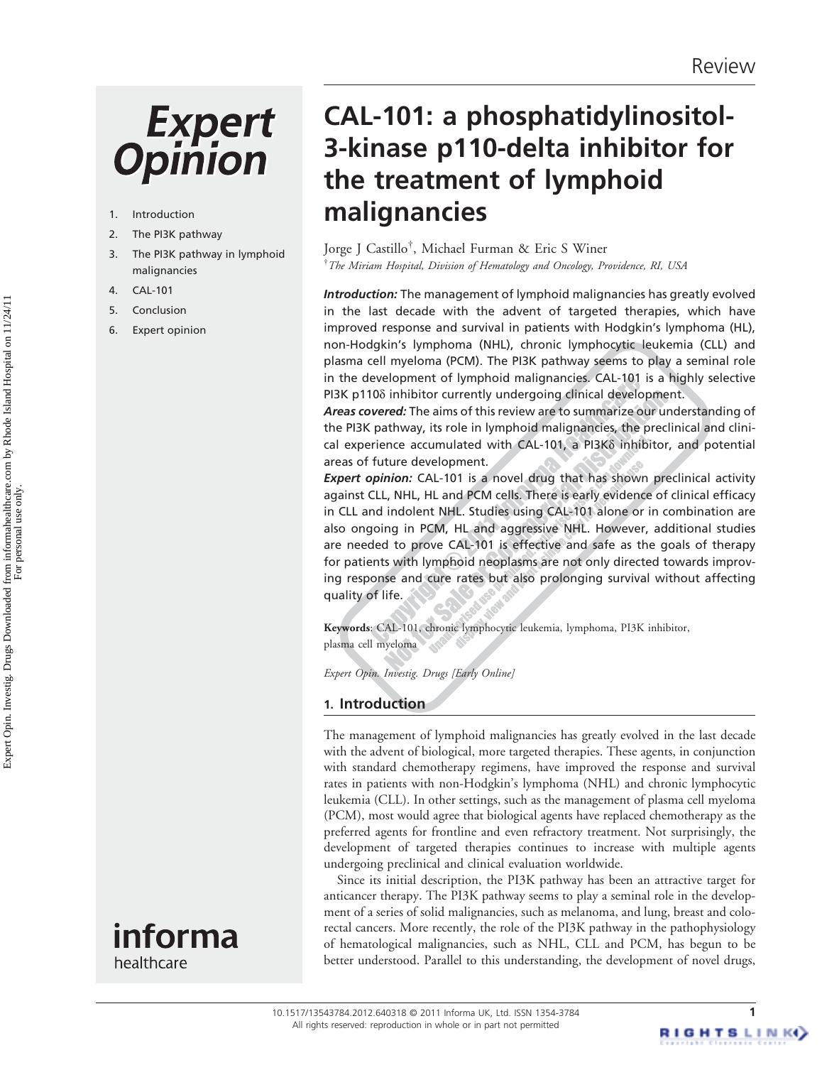Review

# CAL-101: a phosphatidylinositol-3-kinase p110-delta inhibitor for the treatment of lymphoid malignancies

Jorge J Castillo[†], Michael Furman & Eric S Winer

[†]*The Miriam Hospital, Division of Hematology and Oncology, Providence, RI, USA*

1. Introduction
2. The PI3K pathway
3. The PI3K pathway in lymphoid malignancies
4. CAL-101
5. Conclusion
6. Expert opinion

***Introduction:*** The management of lymphoid malignancies has greatly evolved in the last decade with the advent of targeted therapies, which have improved response and survival in patients with Hodgkin's lymphoma (HL), non-Hodgkin's lymphoma (NHL), chronic lymphocytic leukemia (CLL) and plasma cell myeloma (PCM). The PI3K pathway seems to play a seminal role in the development of lymphoid malignancies. CAL-101 is a highly selective PI3K p110δ inhibitor currently undergoing clinical development.

***Areas covered:*** The aims of this review are to summarize our understanding of the PI3K pathway, its role in lymphoid malignancies, the preclinical and clinical experience accumulated with CAL-101, a PI3Kδ inhibitor, and potential areas of future development.

***Expert opinion:*** CAL-101 is a novel drug that has shown preclinical activity against CLL, NHL, HL and PCM cells. There is early evidence of clinical efficacy in CLL and indolent NHL. Studies using CAL-101 alone or in combination are also ongoing in PCM, HL and aggressive NHL. However, additional studies are needed to prove CAL-101 is effective and safe as the goals of therapy for patients with lymphoid neoplasms are not only directed towards improving response and cure rates but also prolonging survival without affecting quality of life.

**Keywords**: CAL-101, chronic lymphocytic leukemia, lymphoma, PI3K inhibitor, plasma cell myeloma

*Expert Opin. Investig. Drugs [Early Online]*

## 1. Introduction

The management of lymphoid malignancies has greatly evolved in the last decade with the advent of biological, more targeted therapies. These agents, in conjunction with standard chemotherapy regimens, have improved the response and survival rates in patients with non-Hodgkin's lymphoma (NHL) and chronic lymphocytic leukemia (CLL). In other settings, such as the management of plasma cell myeloma (PCM), most would agree that biological agents have replaced chemotherapy as the preferred agents for frontline and even refractory treatment. Not surprisingly, the development of targeted therapies continues to increase with multiple agents undergoing preclinical and clinical evaluation worldwide.

Since its initial description, the PI3K pathway has been an attractive target for anticancer therapy. The PI3K pathway seems to play a seminal role in the development of a series of solid malignancies, such as melanoma, and lung, breast and colorectal cancers. More recently, the role of the PI3K pathway in the pathophysiology of hematological malignancies, such as NHL, CLL and PCM, has begun to be better understood. Parallel to this understanding, the development of novel drugs,

10.1517/13543784.2012.640318 © 2011 Informa UK, Ltd. ISSN 1354-3784
All rights reserved: reproduction in whole or in part not permitted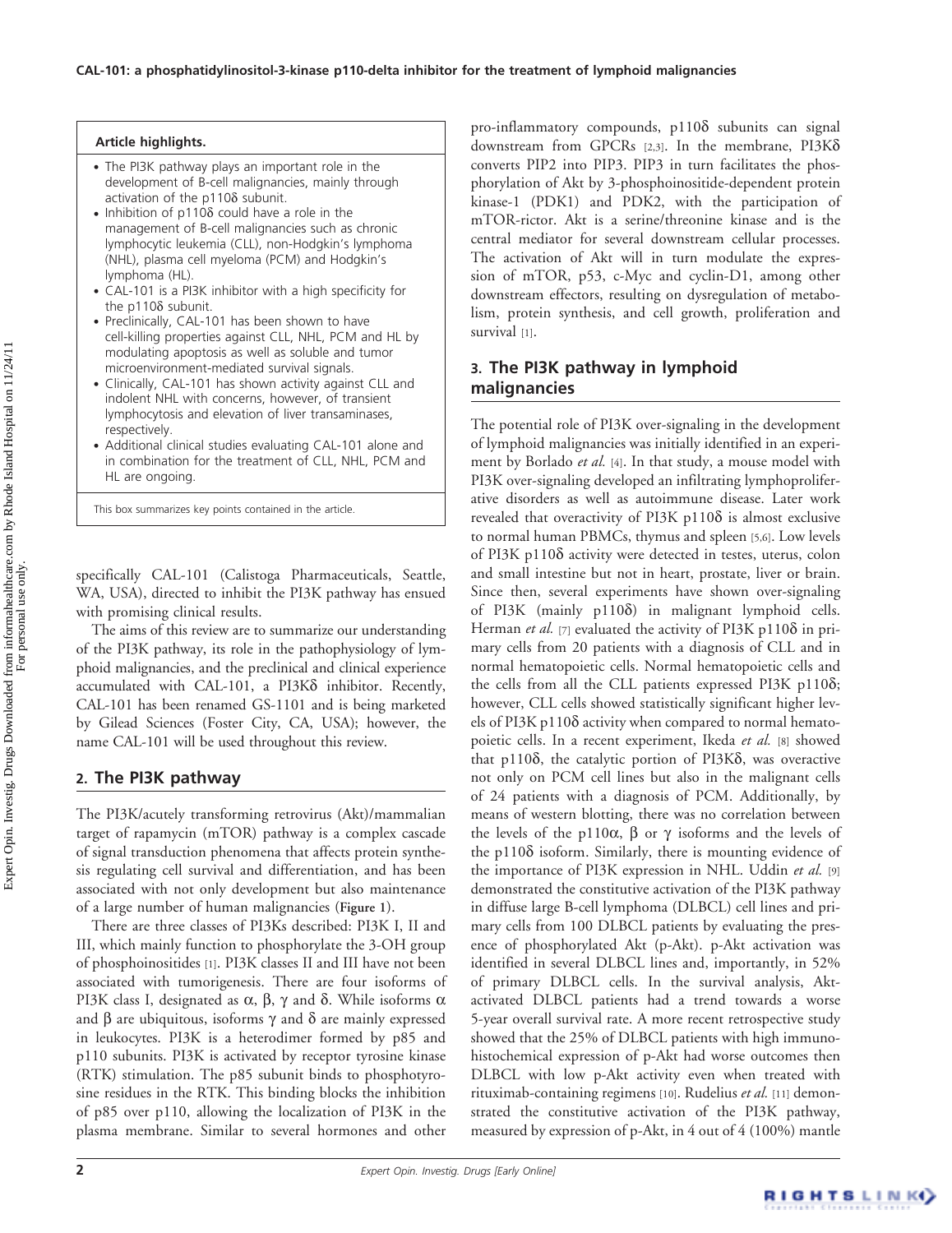**Article highlights.**

- The PI3K pathway plays an important role in the development of B-cell malignancies, mainly through activation of the p110δ subunit.
- Inhibition of p110δ could have a role in the management of B-cell malignancies such as chronic lymphocytic leukemia (CLL), non-Hodgkin's lymphoma (NHL), plasma cell myeloma (PCM) and Hodgkin's lymphoma (HL).
- CAL-101 is a PI3K inhibitor with a high specificity for the p110δ subunit.
- Preclinically, CAL-101 has been shown to have cell-killing properties against CLL, NHL, PCM and HL by modulating apoptosis as well as soluble and tumor microenvironment-mediated survival signals.
- Clinically, CAL-101 has shown activity against CLL and indolent NHL with concerns, however, of transient lymphocytosis and elevation of liver transaminases, respectively.
- Additional clinical studies evaluating CAL-101 alone and in combination for the treatment of CLL, NHL, PCM and HL are ongoing.

This box summarizes key points contained in the article.

specifically CAL-101 (Calistoga Pharmaceuticals, Seattle, WA, USA), directed to inhibit the PI3K pathway has ensued with promising clinical results.

The aims of this review are to summarize our understanding of the PI3K pathway, its role in the pathophysiology of lymphoid malignancies, and the preclinical and clinical experience accumulated with CAL-101, a PI3Kδ inhibitor. Recently, CAL-101 has been renamed GS-1101 and is being marketed by Gilead Sciences (Foster City, CA, USA); however, the name CAL-101 will be used throughout this review.

## 2. The PI3K pathway

The PI3K/acutely transforming retrovirus (Akt)/mammalian target of rapamycin (mTOR) pathway is a complex cascade of signal transduction phenomena that affects protein synthesis regulating cell survival and differentiation, and has been associated with not only development but also maintenance of a large number of human malignancies (**Figure 1**).

There are three classes of PI3Ks described: PI3K I, II and III, which mainly function to phosphorylate the 3-OH group of phosphoinositides [1]. PI3K classes II and III have not been associated with tumorigenesis. There are four isoforms of PI3K class I, designated as α, β, γ and δ. While isoforms α and β are ubiquitous, isoforms γ and δ are mainly expressed in leukocytes. PI3K is a heterodimer formed by p85 and p110 subunits. PI3K is activated by receptor tyrosine kinase (RTK) stimulation. The p85 subunit binds to phosphotyrosine residues in the RTK. This binding blocks the inhibition of p85 over p110, allowing the localization of PI3K in the plasma membrane. Similar to several hormones and other pro-inflammatory compounds, p110δ subunits can signal downstream from GPCRs [2,3]. In the membrane, PI3Kδ converts PIP2 into PIP3. PIP3 in turn facilitates the phosphorylation of Akt by 3-phosphoinositide-dependent protein kinase-1 (PDK1) and PDK2, with the participation of mTOR-rictor. Akt is a serine/threonine kinase and is the central mediator for several downstream cellular processes. The activation of Akt will in turn modulate the expression of mTOR, p53, c-Myc and cyclin-D1, among other downstream effectors, resulting on dysregulation of metabolism, protein synthesis, and cell growth, proliferation and survival [1].

## 3. The PI3K pathway in lymphoid malignancies

The potential role of PI3K over-signaling in the development of lymphoid malignancies was initially identified in an experiment by Borlado *et al.* [4]. In that study, a mouse model with PI3K over-signaling developed an infiltrating lymphoproliferative disorders as well as autoimmune disease. Later work revealed that overactivity of PI3K p110δ is almost exclusive to normal human PBMCs, thymus and spleen [5,6]. Low levels of PI3K p110δ activity were detected in testes, uterus, colon and small intestine but not in heart, prostate, liver or brain. Since then, several experiments have shown over-signaling of PI3K (mainly p110δ) in malignant lymphoid cells. Herman *et al.* [7] evaluated the activity of PI3K p110δ in primary cells from 20 patients with a diagnosis of CLL and in normal hematopoietic cells. Normal hematopoietic cells and the cells from all the CLL patients expressed PI3K p110δ; however, CLL cells showed statistically significant higher levels of PI3K p110δ activity when compared to normal hematopoietic cells. In a recent experiment, Ikeda *et al.* [8] showed that p110δ, the catalytic portion of PI3Kδ, was overactive not only on PCM cell lines but also in the malignant cells of 24 patients with a diagnosis of PCM. Additionally, by means of western blotting, there was no correlation between the levels of the p110α, β or γ isoforms and the levels of the p110δ isoform. Similarly, there is mounting evidence of the importance of PI3K expression in NHL. Uddin *et al.* [9] demonstrated the constitutive activation of the PI3K pathway in diffuse large B-cell lymphoma (DLBCL) cell lines and primary cells from 100 DLBCL patients by evaluating the presence of phosphorylated Akt (p-Akt). p-Akt activation was identified in several DLBCL lines and, importantly, in 52% of primary DLBCL cells. In the survival analysis, Akt-activated DLBCL patients had a trend towards a worse 5-year overall survival rate. A more recent retrospective study showed that the 25% of DLBCL patients with high immunohistochemical expression of p-Akt had worse outcomes then DLBCL with low p-Akt activity even when treated with rituximab-containing regimens [10]. Rudelius *et al.* [11] demonstrated the constitutive activation of the PI3K pathway, measured by expression of p-Akt, in 4 out of 4 (100%) mantle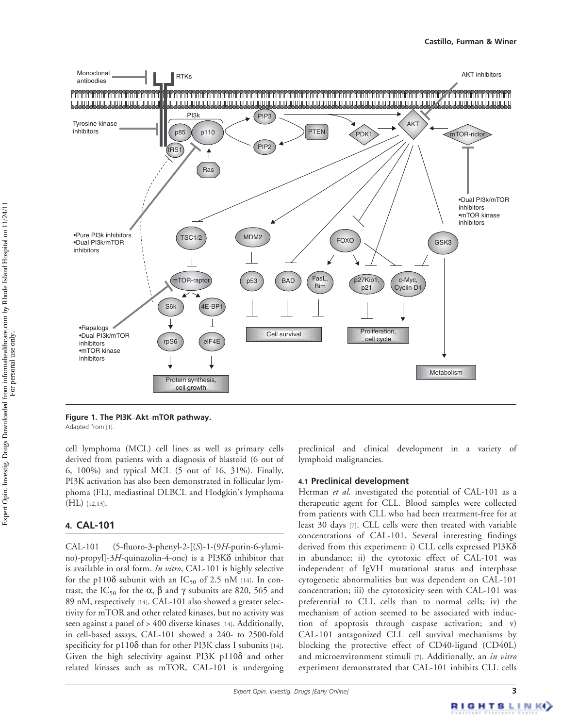**Figure 1. The PI3K–Akt–mTOR pathway.**
Adapted from [1].

cell lymphoma (MCL) cell lines as well as primary cells derived from patients with a diagnosis of blastoid (6 out of 6, 100%) and typical MCL (5 out of 16, 31%). Finally, PI3K activation has also been demonstrated in follicular lymphoma (FL), mediastinal DLBCL and Hodgkin's lymphoma (HL) [12,13].

## 4. CAL-101

CAL-101 (5-fluoro-3-phenyl-2-[(*S*)-1-(9*H*-purin-6-ylamino)-propyl]-3*H*-quinazolin-4-one) is a PI3Kδ inhibitor that is available in oral form. *In vitro*, CAL-101 is highly selective for the p110δ subunit with an $IC_{50}$ of 2.5 nM [14]. In contrast, the $IC_{50}$ for the α, β and γ subunits are 820, 565 and 89 nM, respectively [14]. CAL-101 also showed a greater selectivity for mTOR and other related kinases, but no activity was seen against a panel of > 400 diverse kinases [14]. Additionally, in cell-based assays, CAL-101 showed a 240- to 2500-fold specificity for p110δ than for other PI3K class I subunits [14]. Given the high selectivity against PI3K p110δ and other related kinases such as mTOR, CAL-101 is undergoing preclinical and clinical development in a variety of lymphoid malignancies.

### 4.1 Preclinical development

Herman *et al.* investigated the potential of CAL-101 as a therapeutic agent for CLL. Blood samples were collected from patients with CLL who had been treatment-free for at least 30 days [7]. CLL cells were then treated with variable concentrations of CAL-101. Several interesting findings derived from this experiment: i) CLL cells expressed PI3Kδ in abundance; ii) the cytotoxic effect of CAL-101 was independent of IgVH mutational status and interphase cytogenetic abnormalities but was dependent on CAL-101 concentration; iii) the cytotoxicity seen with CAL-101 was preferential to CLL cells than to normal cells; iv) the mechanism of action seemed to be associated with induction of apoptosis through caspase activation; and v) CAL-101 antagonized CLL cell survival mechanisms by blocking the protective effect of CD40-ligand (CD40L) and microenvironment stimuli [7]. Additionally, an *in vitro* experiment demonstrated that CAL-101 inhibits CLL cells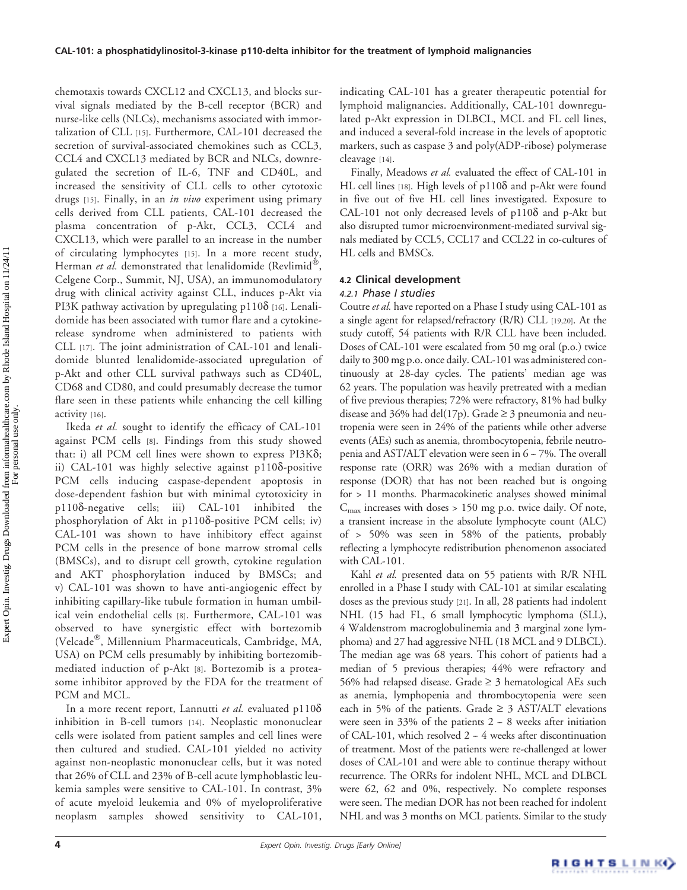chemotaxis towards CXCL12 and CXCL13, and blocks survival signals mediated by the B-cell receptor (BCR) and nurse-like cells (NLCs), mechanisms associated with immortalization of CLL [15]. Furthermore, CAL-101 decreased the secretion of survival-associated chemokines such as CCL3, CCL4 and CXCL13 mediated by BCR and NLCs, downregulated the secretion of IL-6, TNF and CD40L, and increased the sensitivity of CLL cells to other cytotoxic drugs [15]. Finally, in an *in vivo* experiment using primary cells derived from CLL patients, CAL-101 decreased the plasma concentration of p-Akt, CCL3, CCL4 and CXCL13, which were parallel to an increase in the number of circulating lymphocytes [15]. In a more recent study, Herman *et al.* demonstrated that lenalidomide (Revlimid®, Celgene Corp., Summit, NJ, USA), an immunomodulatory drug with clinical activity against CLL, induces p-Akt via PI3K pathway activation by upregulating p110δ [16]. Lenalidomide has been associated with tumor flare and a cytokine-release syndrome when administered to patients with CLL [17]. The joint administration of CAL-101 and lenalidomide blunted lenalidomide-associated upregulation of p-Akt and other CLL survival pathways such as CD40L, CD68 and CD80, and could presumably decrease the tumor flare seen in these patients while enhancing the cell killing activity [16].

Ikeda *et al.* sought to identify the efficacy of CAL-101 against PCM cells [8]. Findings from this study showed that: i) all PCM cell lines were shown to express PI3Kδ; ii) CAL-101 was highly selective against p110δ-positive PCM cells inducing caspase-dependent apoptosis in dose-dependent fashion but with minimal cytotoxicity in p110δ-negative cells; iii) CAL-101 inhibited the phosphorylation of Akt in p110δ-positive PCM cells; iv) CAL-101 was shown to have inhibitory effect against PCM cells in the presence of bone marrow stromal cells (BMSCs), and to disrupt cell growth, cytokine regulation and AKT phosphorylation induced by BMSCs; and v) CAL-101 was shown to have anti-angiogenic effect by inhibiting capillary-like tubule formation in human umbilical vein endothelial cells [8]. Furthermore, CAL-101 was observed to have synergistic effect with bortezomib (Velcade®, Millennium Pharmaceuticals, Cambridge, MA, USA) on PCM cells presumably by inhibiting bortezomib-mediated induction of p-Akt [8]. Bortezomib is a proteasome inhibitor approved by the FDA for the treatment of PCM and MCL.

In a more recent report, Lannutti *et al.* evaluated p110δ inhibition in B-cell tumors [14]. Neoplastic mononuclear cells were isolated from patient samples and cell lines were then cultured and studied. CAL-101 yielded no activity against non-neoplastic mononuclear cells, but it was noted that 26% of CLL and 23% of B-cell acute lymphoblastic leukemia samples were sensitive to CAL-101. In contrast, 3% of acute myeloid leukemia and 0% of myeloproliferative neoplasm samples showed sensitivity to CAL-101, indicating CAL-101 has a greater therapeutic potential for lymphoid malignancies. Additionally, CAL-101 downregulated p-Akt expression in DLBCL, MCL and FL cell lines, and induced a several-fold increase in the levels of apoptotic markers, such as caspase 3 and poly(ADP-ribose) polymerase cleavage [14].

Finally, Meadows *et al.* evaluated the effect of CAL-101 in HL cell lines [18]. High levels of p110δ and p-Akt were found in five out of five HL cell lines investigated. Exposure to CAL-101 not only decreased levels of p110δ and p-Akt but also disrupted tumor microenvironment-mediated survival signals mediated by CCL5, CCL17 and CCL22 in co-cultures of HL cells and BMSCs.

## 4.2 Clinical development

### 4.2.1 Phase I studies

Coutre *et al.* have reported on a Phase I study using CAL-101 as a single agent for relapsed/refractory (R/R) CLL [19,20]. At the study cutoff, 54 patients with R/R CLL have been included. Doses of CAL-101 were escalated from 50 mg oral (p.o.) twice daily to 300 mg p.o. once daily. CAL-101 was administered continuously at 28-day cycles. The patients' median age was 62 years. The population was heavily pretreated with a median of five previous therapies; 72% were refractory, 81% had bulky disease and 36% had del(17p). Grade ≥ 3 pneumonia and neutropenia were seen in 24% of the patients while other adverse events (AEs) such as anemia, thrombocytopenia, febrile neutropenia and AST/ALT elevation were seen in 6 – 7%. The overall response rate (ORR) was 26% with a median duration of response (DOR) that has not been reached but is ongoing for > 11 months. Pharmacokinetic analyses showed minimal $C_{max}$ increases with doses > 150 mg p.o. twice daily. Of note, a transient increase in the absolute lymphocyte count (ALC) of > 50% was seen in 58% of the patients, probably reflecting a lymphocyte redistribution phenomenon associated with CAL-101.

Kahl *et al.* presented data on 55 patients with R/R NHL enrolled in a Phase I study with CAL-101 at similar escalating doses as the previous study [21]. In all, 28 patients had indolent NHL (15 had FL, 6 small lymphocytic lymphoma (SLL), 4 Waldenstrom macroglobulinemia and 3 marginal zone lymphoma) and 27 had aggressive NHL (18 MCL and 9 DLBCL). The median age was 68 years. This cohort of patients had a median of 5 previous therapies; 44% were refractory and 56% had relapsed disease. Grade ≥ 3 hematological AEs such as anemia, lymphopenia and thrombocytopenia were seen each in 5% of the patients. Grade ≥ 3 AST/ALT elevations were seen in 33% of the patients 2 – 8 weeks after initiation of CAL-101, which resolved 2 – 4 weeks after discontinuation of treatment. Most of the patients were re-challenged at lower doses of CAL-101 and were able to continue therapy without recurrence. The ORRs for indolent NHL, MCL and DLBCL were 62, 62 and 0%, respectively. No complete responses were seen. The median DOR has not been reached for indolent NHL and was 3 months on MCL patients. Similar to the study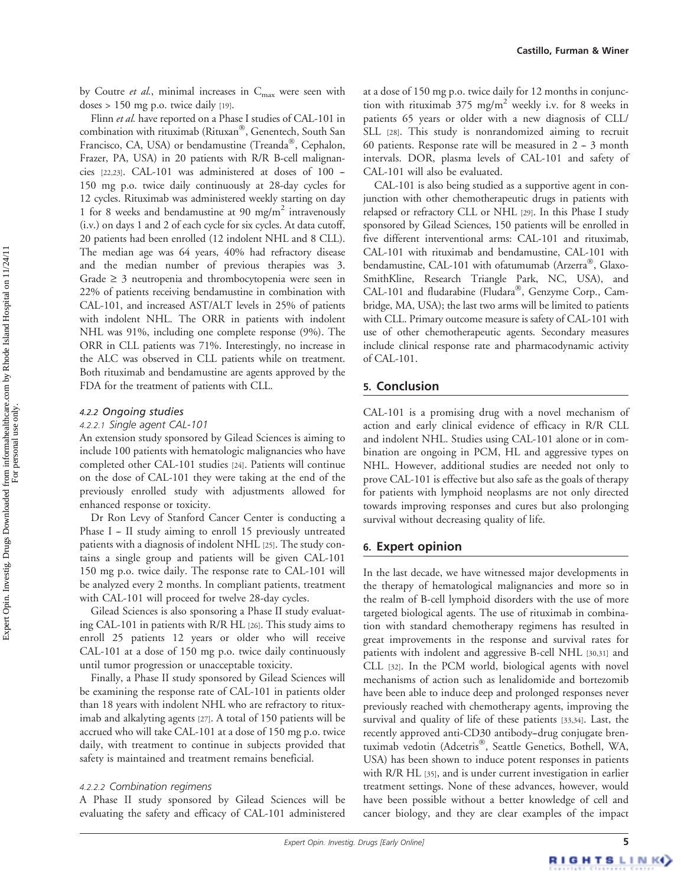by Coutre *et al.*, minimal increases in $C_{max}$ were seen with doses > 150 mg p.o. twice daily [19].

Flinn *et al.* have reported on a Phase I studies of CAL-101 in combination with rituximab (Rituxan®, Genentech, South San Francisco, CA, USA) or bendamustine (Treanda®, Cephalon, Frazer, PA, USA) in 20 patients with R/R B-cell malignancies [22,23]. CAL-101 was administered at doses of 100 – 150 mg p.o. twice daily continuously at 28-day cycles for 12 cycles. Rituximab was administered weekly starting on day 1 for 8 weeks and bendamustine at 90 mg/m$^2$ intravenously (i.v.) on days 1 and 2 of each cycle for six cycles. At data cutoff, 20 patients had been enrolled (12 indolent NHL and 8 CLL). The median age was 64 years, 40% had refractory disease and the median number of previous therapies was 3. Grade ≥ 3 neutropenia and thrombocytopenia were seen in 22% of patients receiving bendamustine in combination with CAL-101, and increased AST/ALT levels in 25% of patients with indolent NHL. The ORR in patients with indolent NHL was 91%, including one complete response (9%). The ORR in CLL patients was 71%. Interestingly, no increase in the ALC was observed in CLL patients while on treatment. Both rituximab and bendamustine are agents approved by the FDA for the treatment of patients with CLL.

#### 4.2.2 Ongoing studies

##### 4.2.2.1 Single agent CAL-101

An extension study sponsored by Gilead Sciences is aiming to include 100 patients with hematologic malignancies who have completed other CAL-101 studies [24]. Patients will continue on the dose of CAL-101 they were taking at the end of the previously enrolled study with adjustments allowed for enhanced response or toxicity.

Dr Ron Levy of Stanford Cancer Center is conducting a Phase I – II study aiming to enroll 15 previously untreated patients with a diagnosis of indolent NHL [25]. The study contains a single group and patients will be given CAL-101 150 mg p.o. twice daily. The response rate to CAL-101 will be analyzed every 2 months. In compliant patients, treatment with CAL-101 will proceed for twelve 28-day cycles.

Gilead Sciences is also sponsoring a Phase II study evaluating CAL-101 in patients with R/R HL [26]. This study aims to enroll 25 patients 12 years or older who will receive CAL-101 at a dose of 150 mg p.o. twice daily continuously until tumor progression or unacceptable toxicity.

Finally, a Phase II study sponsored by Gilead Sciences will be examining the response rate of CAL-101 in patients older than 18 years with indolent NHL who are refractory to rituximab and alkalyting agents [27]. A total of 150 patients will be accrued who will take CAL-101 at a dose of 150 mg p.o. twice daily, with treatment to continue in subjects provided that safety is maintained and treatment remains beneficial.

##### 4.2.2.2 Combination regimens

A Phase II study sponsored by Gilead Sciences will be evaluating the safety and efficacy of CAL-101 administered at a dose of 150 mg p.o. twice daily for 12 months in conjunction with rituximab 375 mg/m$^2$ weekly i.v. for 8 weeks in patients 65 years or older with a new diagnosis of CLL/SLL [28]. This study is nonrandomized aiming to recruit 60 patients. Response rate will be measured in 2 – 3 month intervals. DOR, plasma levels of CAL-101 and safety of CAL-101 will also be evaluated.

CAL-101 is also being studied as a supportive agent in conjunction with other chemotherapeutic drugs in patients with relapsed or refractory CLL or NHL [29]. In this Phase I study sponsored by Gilead Sciences, 150 patients will be enrolled in five different interventional arms: CAL-101 and rituximab, CAL-101 with rituximab and bendamustine, CAL-101 with bendamustine, CAL-101 with ofatumumab (Arzerra®, GlaxoSmithKline, Research Triangle Park, NC, USA), and CAL-101 and fludarabine (Fludara®, Genzyme Corp., Cambridge, MA, USA); the last two arms will be limited to patients with CLL. Primary outcome measure is safety of CAL-101 with use of other chemotherapeutic agents. Secondary measures include clinical response rate and pharmacodynamic activity of CAL-101.

## 5. Conclusion

CAL-101 is a promising drug with a novel mechanism of action and early clinical evidence of efficacy in R/R CLL and indolent NHL. Studies using CAL-101 alone or in combination are ongoing in PCM, HL and aggressive types on NHL. However, additional studies are needed not only to prove CAL-101 is effective but also safe as the goals of therapy for patients with lymphoid neoplasms are not only directed towards improving responses and cures but also prolonging survival without decreasing quality of life.

## 6. Expert opinion

In the last decade, we have witnessed major developments in the therapy of hematological malignancies and more so in the realm of B-cell lymphoid disorders with the use of more targeted biological agents. The use of rituximab in combination with standard chemotherapy regimens has resulted in great improvements in the response and survival rates for patients with indolent and aggressive B-cell NHL [30,31] and CLL [32]. In the PCM world, biological agents with novel mechanisms of action such as lenalidomide and bortezomib have been able to induce deep and prolonged responses never previously reached with chemotherapy agents, improving the survival and quality of life of these patients [33,34]. Last, the recently approved anti-CD30 antibody–drug conjugate brentuximab vedotin (Adcetris®, Seattle Genetics, Bothell, WA, USA) has been shown to induce potent responses in patients with R/R HL [35], and is under current investigation in earlier treatment settings. None of these advances, however, would have been possible without a better knowledge of cell and cancer biology, and they are clear examples of the impact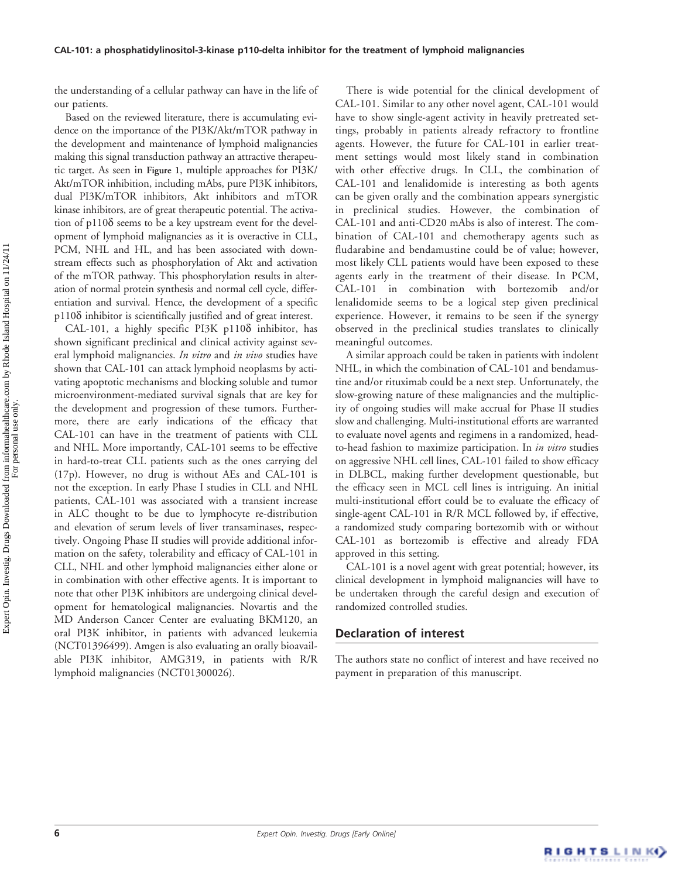the understanding of a cellular pathway can have in the life of our patients.

Based on the reviewed literature, there is accumulating evidence on the importance of the PI3K/Akt/mTOR pathway in the development and maintenance of lymphoid malignancies making this signal transduction pathway an attractive therapeutic target. As seen in **Figure 1**, multiple approaches for PI3K/Akt/mTOR inhibition, including mAbs, pure PI3K inhibitors, dual PI3K/mTOR inhibitors, Akt inhibitors and mTOR kinase inhibitors, are of great therapeutic potential. The activation of p110δ seems to be a key upstream event for the development of lymphoid malignancies as it is overactive in CLL, PCM, NHL and HL, and has been associated with downstream effects such as phosphorylation of Akt and activation of the mTOR pathway. This phosphorylation results in alteration of normal protein synthesis and normal cell cycle, differentiation and survival. Hence, the development of a specific p110δ inhibitor is scientifically justified and of great interest.

CAL-101, a highly specific PI3K p110δ inhibitor, has shown significant preclinical and clinical activity against several lymphoid malignancies. *In vitro* and *in vivo* studies have shown that CAL-101 can attack lymphoid neoplasms by activating apoptotic mechanisms and blocking soluble and tumor microenvironment-mediated survival signals that are key for the development and progression of these tumors. Furthermore, there are early indications of the efficacy that CAL-101 can have in the treatment of patients with CLL and NHL. More importantly, CAL-101 seems to be effective in hard-to-treat CLL patients such as the ones carrying del (17p). However, no drug is without AEs and CAL-101 is not the exception. In early Phase I studies in CLL and NHL patients, CAL-101 was associated with a transient increase in ALC thought to be due to lymphocyte re-distribution and elevation of serum levels of liver transaminases, respectively. Ongoing Phase II studies will provide additional information on the safety, tolerability and efficacy of CAL-101 in CLL, NHL and other lymphoid malignancies either alone or in combination with other effective agents. It is important to note that other PI3K inhibitors are undergoing clinical development for hematological malignancies. Novartis and the MD Anderson Cancer Center are evaluating BKM120, an oral PI3K inhibitor, in patients with advanced leukemia (NCT01396499). Amgen is also evaluating an orally bioavailable PI3K inhibitor, AMG319, in patients with R/R lymphoid malignancies (NCT01300026).

There is wide potential for the clinical development of CAL-101. Similar to any other novel agent, CAL-101 would have to show single-agent activity in heavily pretreated settings, probably in patients already refractory to frontline agents. However, the future for CAL-101 in earlier treatment settings would most likely stand in combination with other effective drugs. In CLL, the combination of CAL-101 and lenalidomide is interesting as both agents can be given orally and the combination appears synergistic in preclinical studies. However, the combination of CAL-101 and anti-CD20 mAbs is also of interest. The combination of CAL-101 and chemotherapy agents such as fludarabine and bendamustine could be of value; however, most likely CLL patients would have been exposed to these agents early in the treatment of their disease. In PCM, CAL-101 in combination with bortezomib and/or lenalidomide seems to be a logical step given preclinical experience. However, it remains to be seen if the synergy observed in the preclinical studies translates to clinically meaningful outcomes.

A similar approach could be taken in patients with indolent NHL, in which the combination of CAL-101 and bendamustine and/or rituximab could be a next step. Unfortunately, the slow-growing nature of these malignancies and the multiplicity of ongoing studies will make accrual for Phase II studies slow and challenging. Multi-institutional efforts are warranted to evaluate novel agents and regimens in a randomized, head-to-head fashion to maximize participation. In *in vitro* studies on aggressive NHL cell lines, CAL-101 failed to show efficacy in DLBCL, making further development questionable, but the efficacy seen in MCL cell lines is intriguing. An initial multi-institutional effort could be to evaluate the efficacy of single-agent CAL-101 in R/R MCL followed by, if effective, a randomized study comparing bortezomib with or without CAL-101 as bortezomib is effective and already FDA approved in this setting.

CAL-101 is a novel agent with great potential; however, its clinical development in lymphoid malignancies will have to be undertaken through the careful design and execution of randomized controlled studies.

## Declaration of interest

The authors state no conflict of interest and have received no payment in preparation of this manuscript.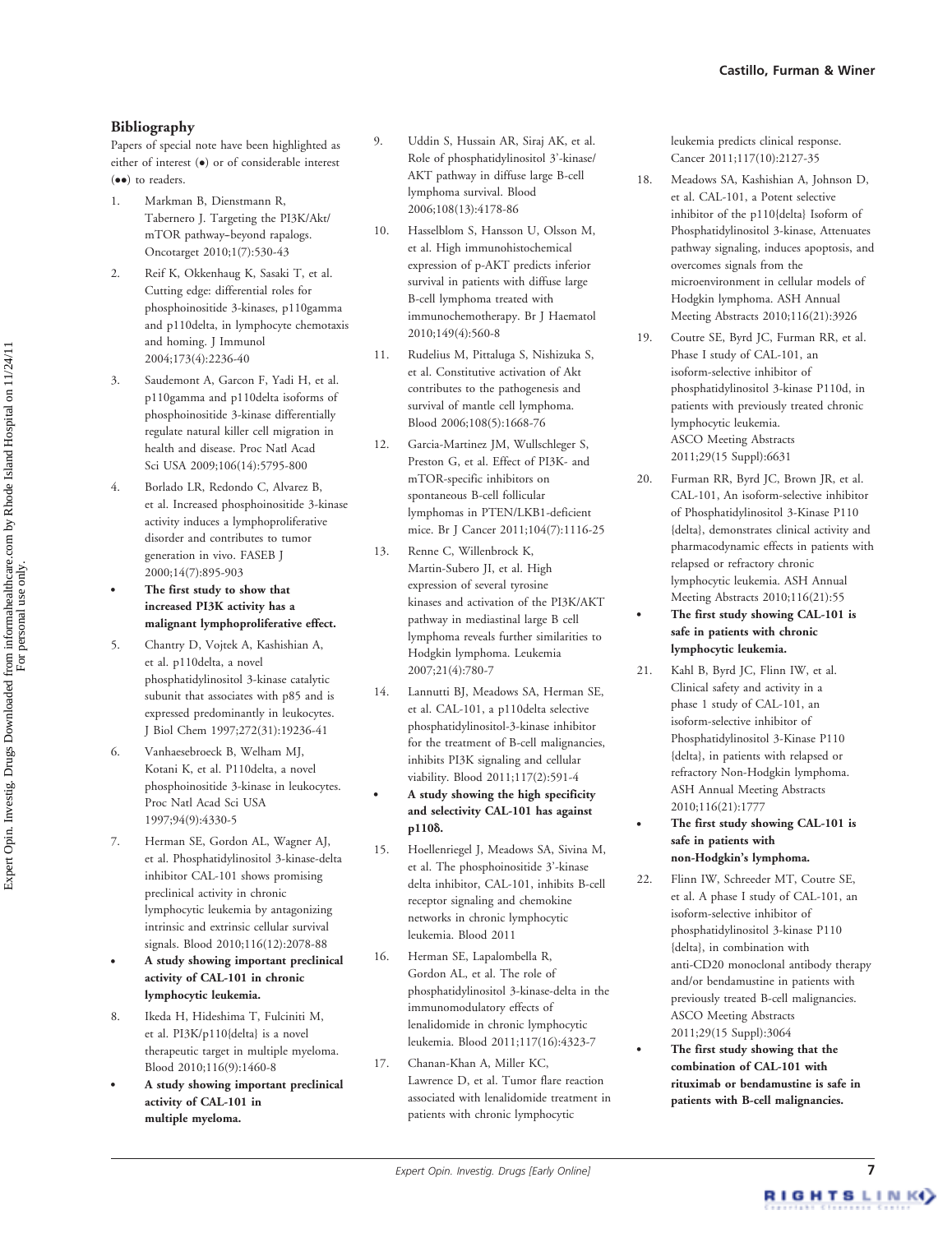## Bibliography

Papers of special note have been highlighted as either of interest (•) or of considerable interest (••) to readers.

1. Markman B, Dienstmann R, Tabernero J. Targeting the PI3K/Akt/mTOR pathway–beyond rapalogs. Oncotarget 2010;1(7):530-43
2. Reif K, Okkenhaug K, Sasaki T, et al. Cutting edge: differential roles for phosphoinositide 3-kinases, p110gamma and p110delta, in lymphocyte chemotaxis and homing. J Immunol 2004;173(4):2236-40
3. Saudemont A, Garcon F, Yadi H, et al. p110gamma and p110delta isoforms of phosphoinositide 3-kinase differentially regulate natural killer cell migration in health and disease. Proc Natl Acad Sci USA 2009;106(14):5795-800
4. Borlado LR, Redondo C, Alvarez B, et al. Increased phosphoinositide 3-kinase activity induces a lymphoproliferative disorder and contributes to tumor generation in vivo. FASEB J 2000;14(7):895-903
   - **The first study to show that increased PI3K activity has a malignant lymphoproliferative effect.**
5. Chantry D, Vojtek A, Kashishian A, et al. p110delta, a novel phosphatidylinositol 3-kinase catalytic subunit that associates with p85 and is expressed predominantly in leukocytes. J Biol Chem 1997;272(31):19236-41
6. Vanhaesebroeck B, Welham MJ, Kotani K, et al. P110delta, a novel phosphoinositide 3-kinase in leukocytes. Proc Natl Acad Sci USA 1997;94(9):4330-5
7. Herman SE, Gordon AL, Wagner AJ, et al. Phosphatidylinositol 3-kinase-delta inhibitor CAL-101 shows promising preclinical activity in chronic lymphocytic leukemia by antagonizing intrinsic and extrinsic cellular survival signals. Blood 2010;116(12):2078-88
   - **A study showing important preclinical activity of CAL-101 in chronic lymphocytic leukemia.**
8. Ikeda H, Hideshima T, Fulciniti M, et al. PI3K/p110{delta} is a novel therapeutic target in multiple myeloma. Blood 2010;116(9):1460-8
   - **A study showing important preclinical activity of CAL-101 in multiple myeloma.**
9. Uddin S, Hussain AR, Siraj AK, et al. Role of phosphatidylinositol 3'-kinase/AKT pathway in diffuse large B-cell lymphoma survival. Blood 2006;108(13):4178-86
10. Hasselblom S, Hansson U, Olsson M, et al. High immunohistochemical expression of p-AKT predicts inferior survival in patients with diffuse large B-cell lymphoma treated with immunochemotherapy. Br J Haematol 2010;149(4):560-8
11. Rudelius M, Pittaluga S, Nishizuka S, et al. Constitutive activation of Akt contributes to the pathogenesis and survival of mantle cell lymphoma. Blood 2006;108(5):1668-76
12. Garcia-Martinez JM, Wullschleger S, Preston G, et al. Effect of PI3K- and mTOR-specific inhibitors on spontaneous B-cell follicular lymphomas in PTEN/LKB1-deficient mice. Br J Cancer 2011;104(7):1116-25
13. Renne C, Willenbrock K, Martin-Subero JI, et al. High expression of several tyrosine kinases and activation of the PI3K/AKT pathway in mediastinal large B cell lymphoma reveals further similarities to Hodgkin lymphoma. Leukemia 2007;21(4):780-7
14. Lannutti BJ, Meadows SA, Herman SE, et al. CAL-101, a p110delta selective phosphatidylinositol-3-kinase inhibitor for the treatment of B-cell malignancies, inhibits PI3K signaling and cellular viability. Blood 2011;117(2):591-4
   - **A study showing the high specificity and selectivity CAL-101 has against p110δ.**
15. Hoellenriegel J, Meadows SA, Sivina M, et al. The phosphoinositide 3'-kinase delta inhibitor, CAL-101, inhibits B-cell receptor signaling and chemokine networks in chronic lymphocytic leukemia. Blood 2011
16. Herman SE, Lapalombella R, Gordon AL, et al. The role of phosphatidylinositol 3-kinase-delta in the immunomodulatory effects of lenalidomide in chronic lymphocytic leukemia. Blood 2011;117(16):4323-7
17. Chanan-Khan A, Miller KC, Lawrence D, et al. Tumor flare reaction associated with lenalidomide treatment in patients with chronic lymphocytic leukemia predicts clinical response. Cancer 2011;117(10):2127-35
18. Meadows SA, Kashishian A, Johnson D, et al. CAL-101, a Potent selective inhibitor of the p110{delta} Isoform of Phosphatidylinositol 3-kinase, Attenuates pathway signaling, induces apoptosis, and overcomes signals from the microenvironment in cellular models of Hodgkin lymphoma. ASH Annual Meeting Abstracts 2010;116(21):3926
19. Coutre SE, Byrd JC, Furman RR, et al. Phase I study of CAL-101, an isoform-selective inhibitor of phosphatidylinositol 3-kinase P110d, in patients with previously treated chronic lymphocytic leukemia. ASCO Meeting Abstracts 2011;29(15 Suppl):6631
20. Furman RR, Byrd JC, Brown JR, et al. CAL-101, An isoform-selective inhibitor of Phosphatidylinositol 3-Kinase P110 {delta}, demonstrates clinical activity and pharmacodynamic effects in patients with relapsed or refractory chronic lymphocytic leukemia. ASH Annual Meeting Abstracts 2010;116(21):55
   - **The first study showing CAL-101 is safe in patients with chronic lymphocytic leukemia.**
21. Kahl B, Byrd JC, Flinn IW, et al. Clinical safety and activity in a phase 1 study of CAL-101, an isoform-selective inhibitor of Phosphatidylinositol 3-Kinase P110 {delta}, in patients with relapsed or refractory Non-Hodgkin lymphoma. ASH Annual Meeting Abstracts 2010;116(21):1777
   - **The first study showing CAL-101 is safe in patients with non-Hodgkin's lymphoma.**
22. Flinn IW, Schreeder MT, Coutre SE, et al. A phase I study of CAL-101, an isoform-selective inhibitor of phosphatidylinositol 3-kinase P110 {delta}, in combination with anti-CD20 monoclonal antibody therapy and/or bendamustine in patients with previously treated B-cell malignancies. ASCO Meeting Abstracts 2011;29(15 Suppl):3064
   - **The first study showing that the combination of CAL-101 with rituximab or bendamustine is safe in patients with B-cell malignancies.**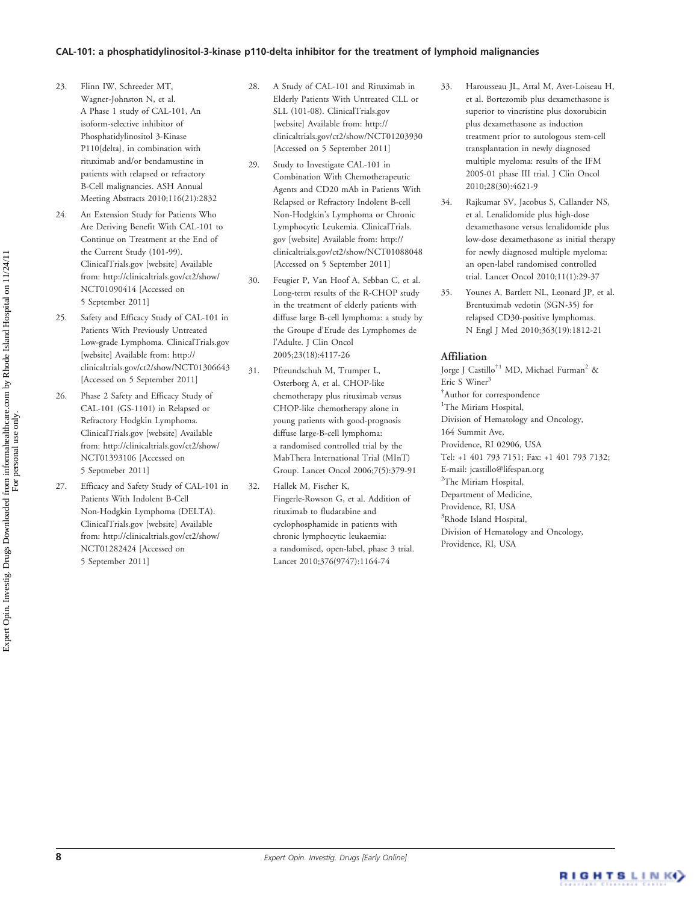23. Flinn IW, Schreeder MT, Wagner-Johnston N, et al. A Phase 1 study of CAL-101, An isoform-selective inhibitor of Phosphatidylinositol 3-Kinase P110{delta}, in combination with rituximab and/or bendamustine in patients with relapsed or refractory B-Cell malignancies. ASH Annual Meeting Abstracts 2010;116(21):2832

24. An Extension Study for Patients Who Are Deriving Benefit With CAL-101 to Continue on Treatment at the End of the Current Study (101-99). ClinicalTrials.gov [website] Available from: http://clinicaltrials.gov/ct2/show/NCT01090414 [Accessed on 5 September 2011]

25. Safety and Efficacy Study of CAL-101 in Patients With Previously Untreated Low-grade Lymphoma. ClinicalTrials.gov [website] Available from: http://clinicaltrials.gov/ct2/show/NCT01306643 [Accessed on 5 September 2011]

26. Phase 2 Safety and Efficacy Study of CAL-101 (GS-1101) in Relapsed or Refractory Hodgkin Lymphoma. ClinicalTrials.gov [website] Available from: http://clinicaltrials.gov/ct2/show/NCT01393106 [Accessed on 5 Septmeber 2011]

27. Efficacy and Safety Study of CAL-101 in Patients With Indolent B-Cell Non-Hodgkin Lymphoma (DELTA). ClinicalTrials.gov [website] Available from: http://clinicaltrials.gov/ct2/show/NCT01282424 [Accessed on 5 September 2011]

28. A Study of CAL-101 and Rituximab in Elderly Patients With Untreated CLL or SLL (101-08). ClinicalTrials.gov [website] Available from: http://clinicaltrials.gov/ct2/show/NCT01203930 [Accessed on 5 September 2011]

29. Study to Investigate CAL-101 in Combination With Chemotherapeutic Agents and CD20 mAb in Patients With Relapsed or Refractory Indolent B-cell Non-Hodgkin's Lymphoma or Chronic Lymphocytic Leukemia. ClinicalTrials.gov [website] Available from: http://clinicaltrials.gov/ct2/show/NCT01088048 [Accessed on 5 September 2011]

30. Feugier P, Van Hoof A, Sebban C, et al. Long-term results of the R-CHOP study in the treatment of elderly patients with diffuse large B-cell lymphoma: a study by the Groupe d'Etude des Lymphomes de l'Adulte. J Clin Oncol 2005;23(18):4117-26

31. Pfreundschuh M, Trumper L, Osterborg A, et al. CHOP-like chemotherapy plus rituximab versus CHOP-like chemotherapy alone in young patients with good-prognosis diffuse large-B-cell lymphoma: a randomised controlled trial by the MabThera International Trial (MInT) Group. Lancet Oncol 2006;7(5):379-91

32. Hallek M, Fischer K, Fingerle-Rowson G, et al. Addition of rituximab to fludarabine and cyclophosphamide in patients with chronic lymphocytic leukaemia: a randomised, open-label, phase 3 trial. Lancet 2010;376(9747):1164-74

33. Harousseau JL, Attal M, Avet-Loiseau H, et al. Bortezomib plus dexamethasone is superior to vincristine plus doxorubicin plus dexamethasone as induction treatment prior to autologous stem-cell transplantation in newly diagnosed multiple myeloma: results of the IFM 2005-01 phase III trial. J Clin Oncol 2010;28(30):4621-9

34. Rajkumar SV, Jacobus S, Callander NS, et al. Lenalidomide plus high-dose dexamethasone versus lenalidomide plus low-dose dexamethasone as initial therapy for newly diagnosed multiple myeloma: an open-label randomised controlled trial. Lancet Oncol 2010;11(1):29-37

35. Younes A, Bartlett NL, Leonard JP, et al. Brentuximab vedotin (SGN-35) for relapsed CD30-positive lymphomas. N Engl J Med 2010;363(19):1812-21

## Affiliation

Jorge J Castillo[†1] MD, Michael Furman[2] & Eric S Winer[3]
[†]Author for correspondence
[1]The Miriam Hospital, Division of Hematology and Oncology, 164 Summit Ave, Providence, RI 02906, USA
Tel: +1 401 793 7151; Fax: +1 401 793 7132; E-mail: jcastillo@lifespan.org
[2]The Miriam Hospital, Department of Medicine, Providence, RI, USA
[3]Rhode Island Hospital, Division of Hematology and Oncology, Providence, RI, USA